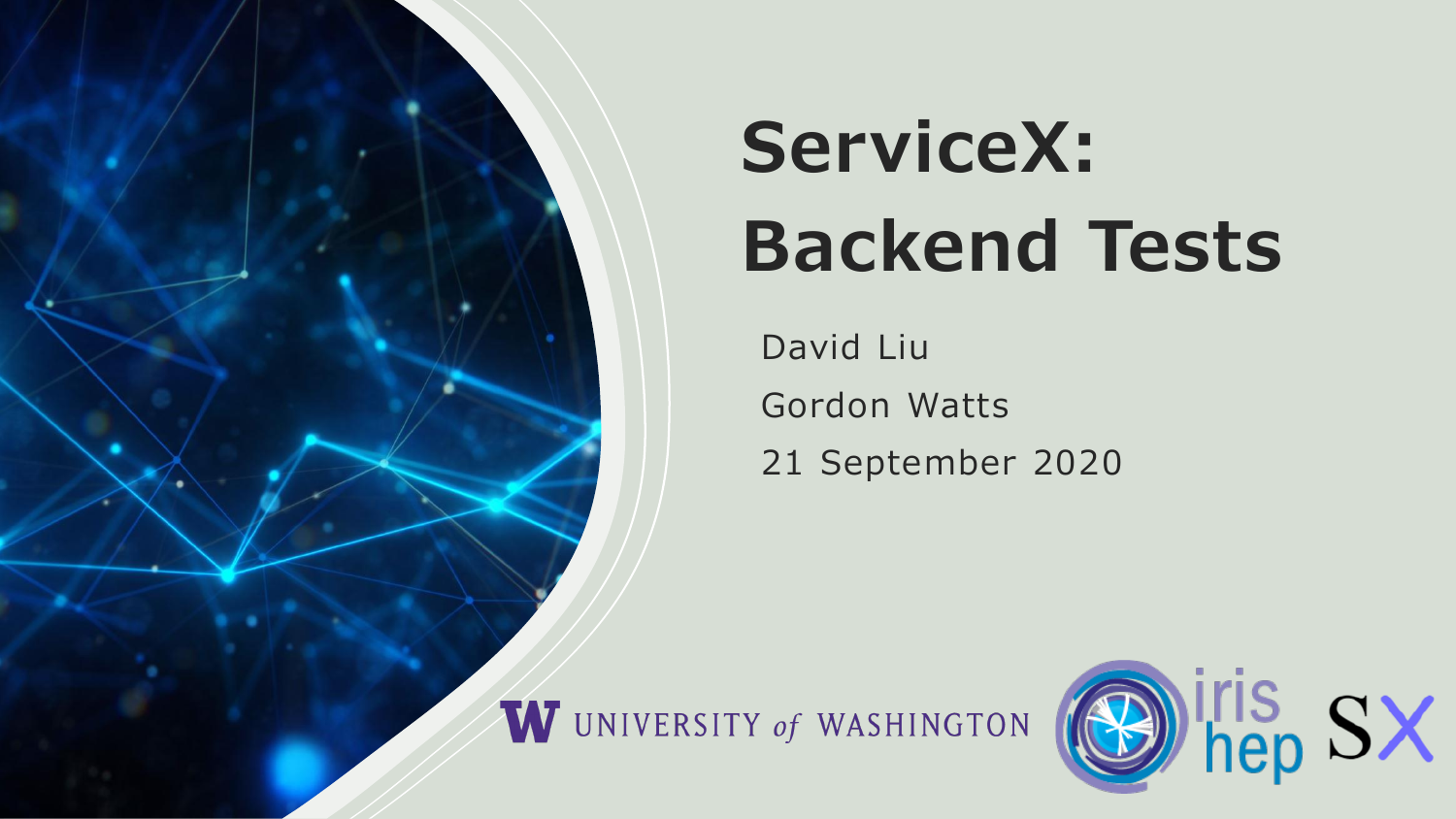# ServiceX: Backend Tests

David Liu

Gordon Watts

21 September 2020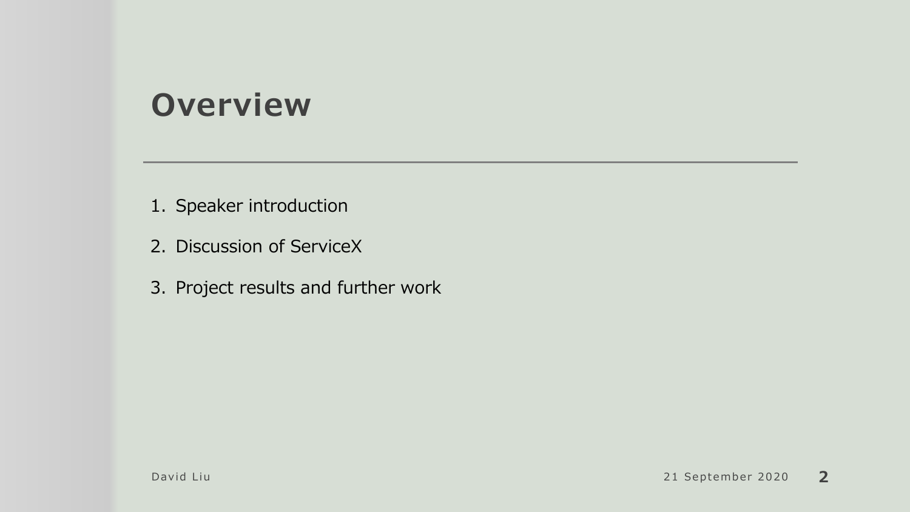# Overview

1. Speaker introduction
2. Discussion of ServiceX
3. Project results and further work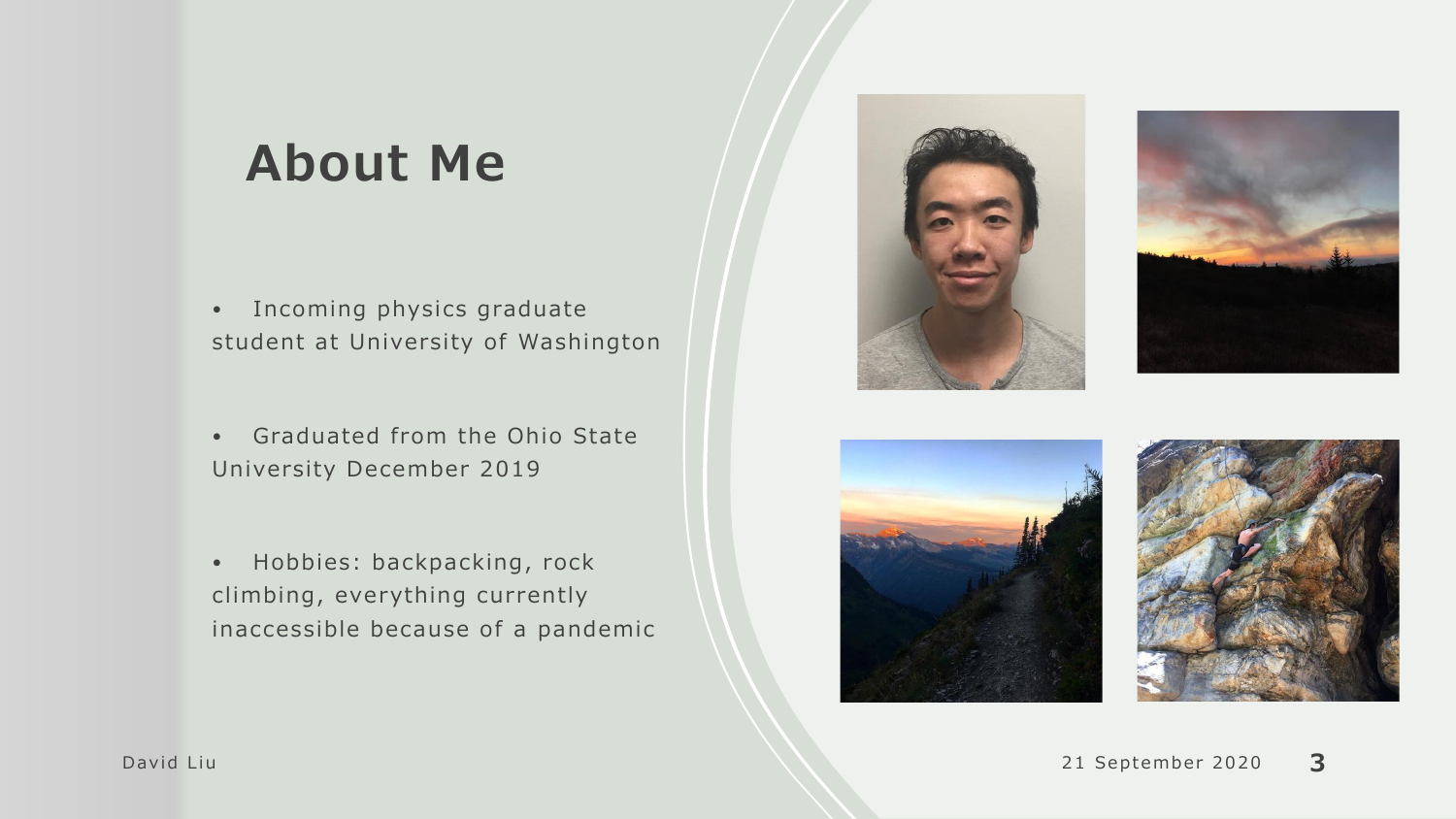# About Me

- Incoming physics graduate student at University of Washington
- Graduated from the Ohio State University December 2019
- Hobbies: backpacking, rock climbing, everything currently inaccessible because of a pandemic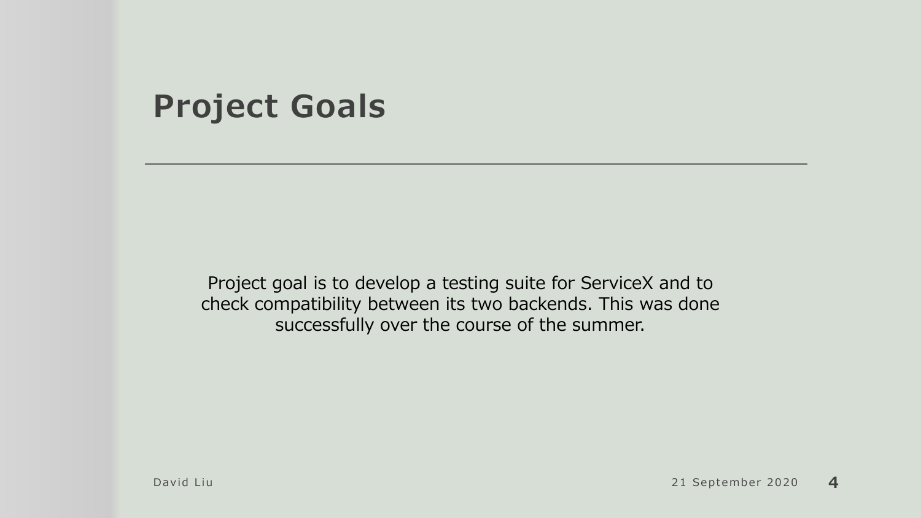# Project Goals

Project goal is to develop a testing suite for ServiceX and to check compatibility between its two backends. This was done successfully over the course of the summer.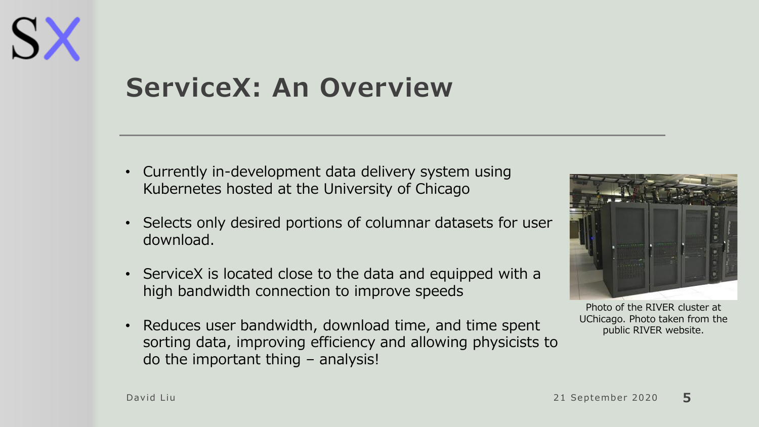# ServiceX: An Overview

- Currently in-development data delivery system using Kubernetes hosted at the University of Chicago
- Selects only desired portions of columnar datasets for user download.
- ServiceX is located close to the data and equipped with a high bandwidth connection to improve speeds
- Reduces user bandwidth, download time, and time spent sorting data, improving efficiency and allowing physicists to do the important thing – analysis!

Photo of the RIVER cluster at UChicago. Photo taken from the public RIVER website.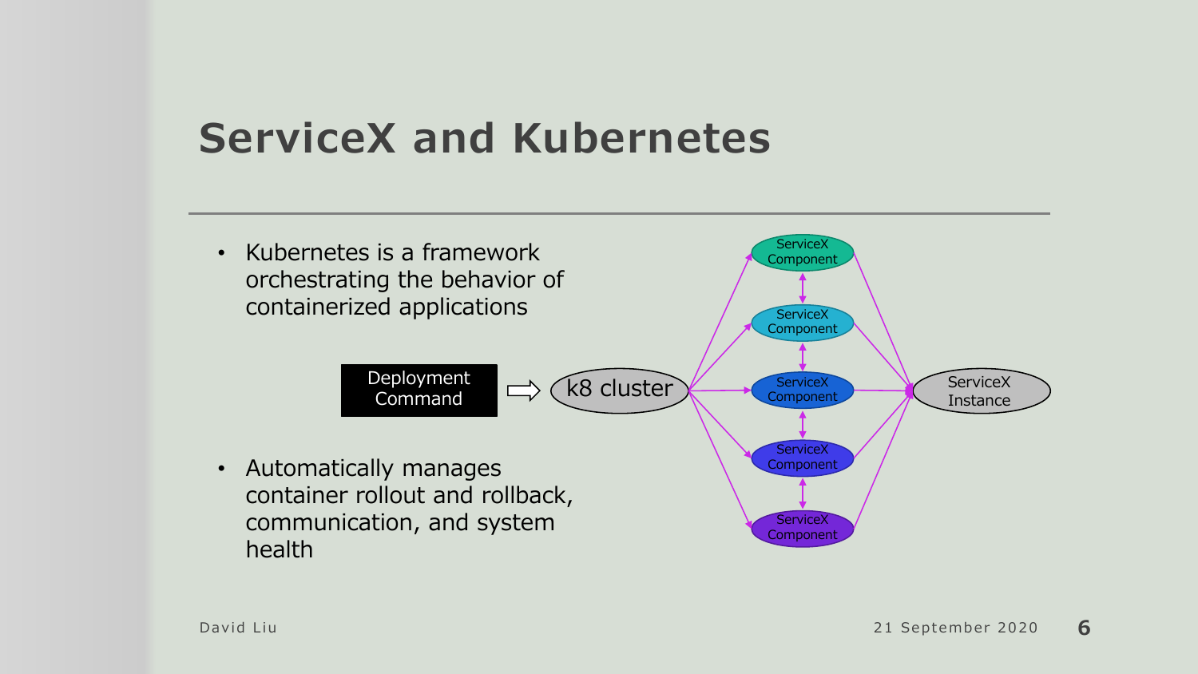# ServiceX and Kubernetes

- Kubernetes is a framework orchestrating the behavior of containerized applications

Deployment Command → k8 cluster → ServiceX Component / ServiceX Component / ServiceX Component / ServiceX Component / ServiceX Component → ServiceX Instance

- Automatically manages container rollout and rollback, communication, and system health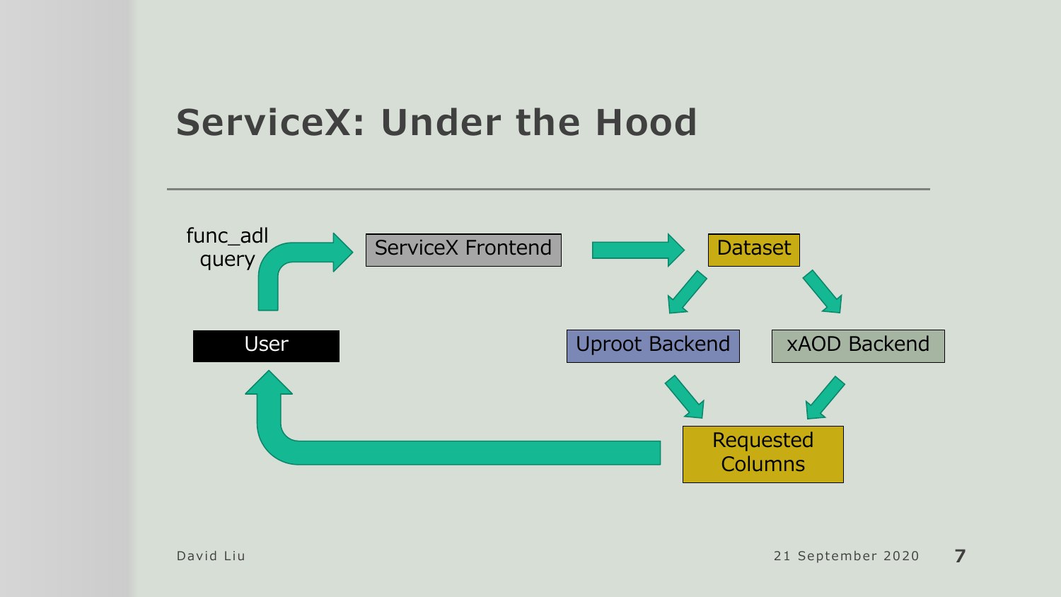# ServiceX: Under the Hood

func_adl query

ServiceX Frontend

Dataset

User

Uproot Backend

xAOD Backend

Requested Columns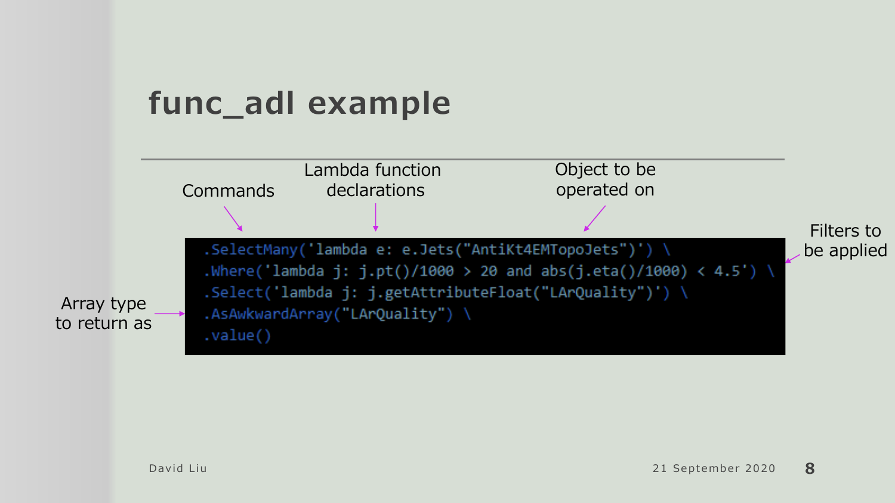# func_adl example

Commands

Lambda function declarations

Object to be operated on

Filters to be applied

Array type to return as

```
.SelectMany('lambda e: e.Jets("AntiKt4EMTopoJets")') \
.Where('lambda j: j.pt()/1000 > 20 and abs(j.eta()/1000) < 4.5') \
.Select('lambda j: j.getAttributeFloat("LArQuality")') \
.AsAwkwardArray("LArQuality") \
.value()
```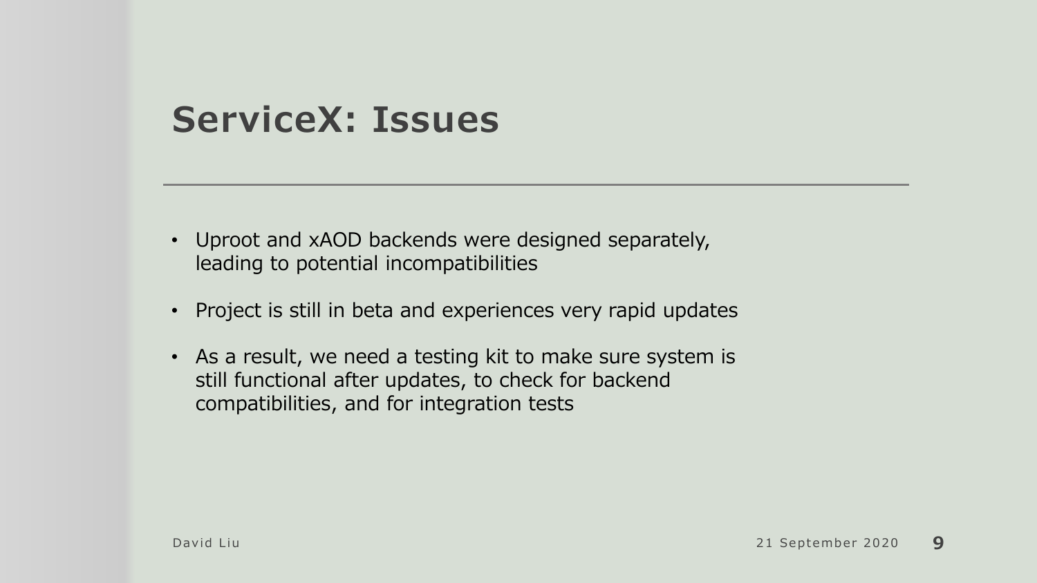# ServiceX: Issues

- Uproot and xAOD backends were designed separately, leading to potential incompatibilities
- Project is still in beta and experiences very rapid updates
- As a result, we need a testing kit to make sure system is still functional after updates, to check for backend compatibilities, and for integration tests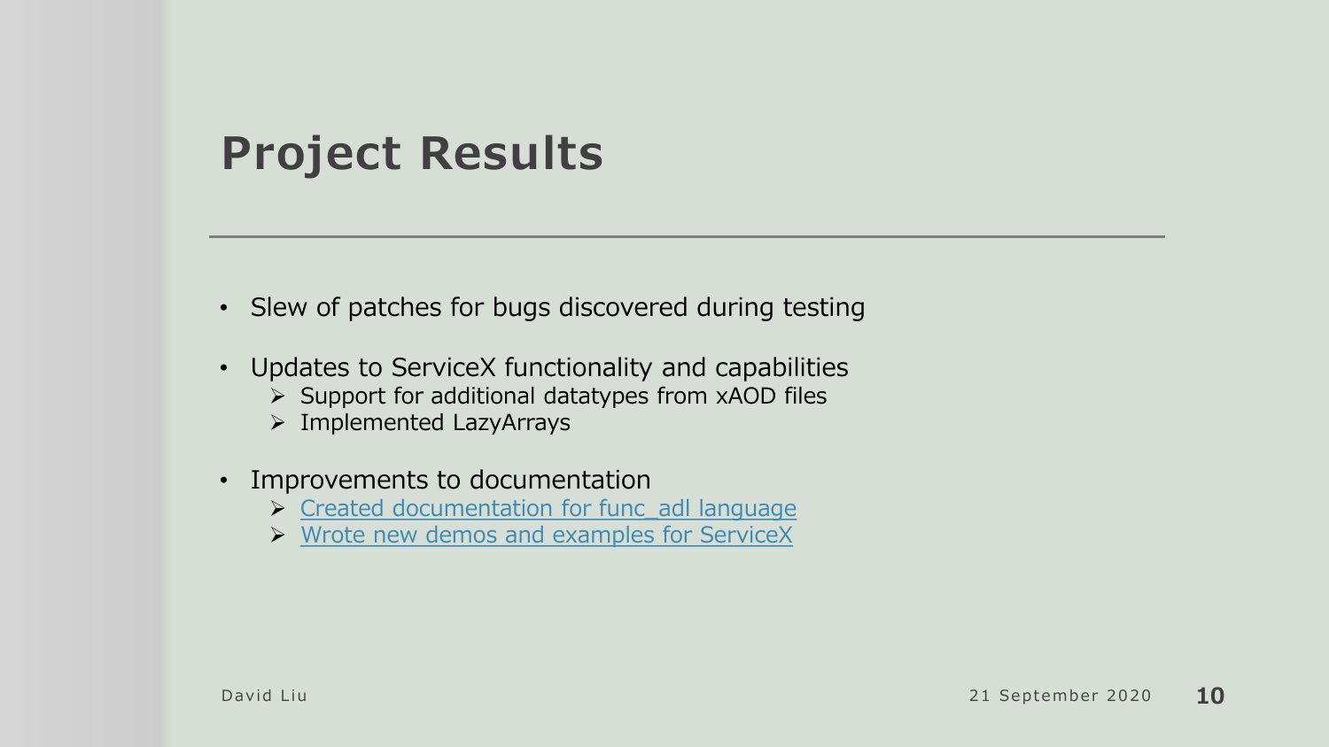# Project Results

- Slew of patches for bugs discovered during testing
- Updates to ServiceX functionality and capabilities
  - Support for additional datatypes from xAOD files
  - Implemented LazyArrays
- Improvements to documentation
  - Created documentation for func_adl language
  - Wrote new demos and examples for ServiceX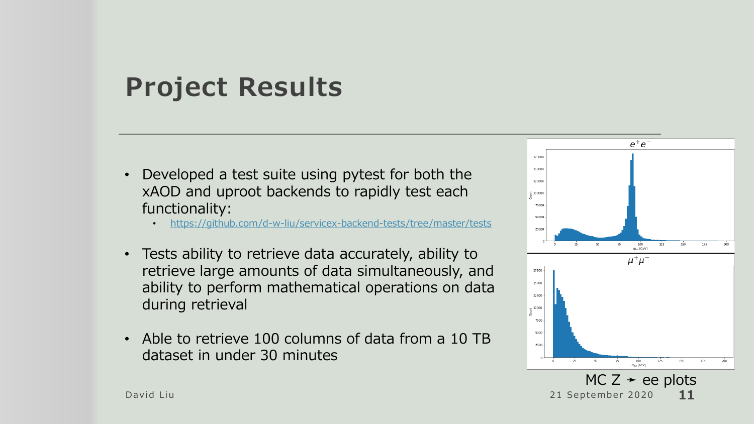# Project Results

- Developed a test suite using pytest for both the xAOD and uproot backends to rapidly test each functionality:
  - https://github.com/d-w-liu/servicex-backend-tests/tree/master/tests
- Tests ability to retrieve data accurately, ability to retrieve large amounts of data simultaneously, and ability to perform mathematical operations on data during retrieval
- Able to retrieve 100 columns of data from a 10 TB dataset in under 30 minutes

MC Z ➛ ee plots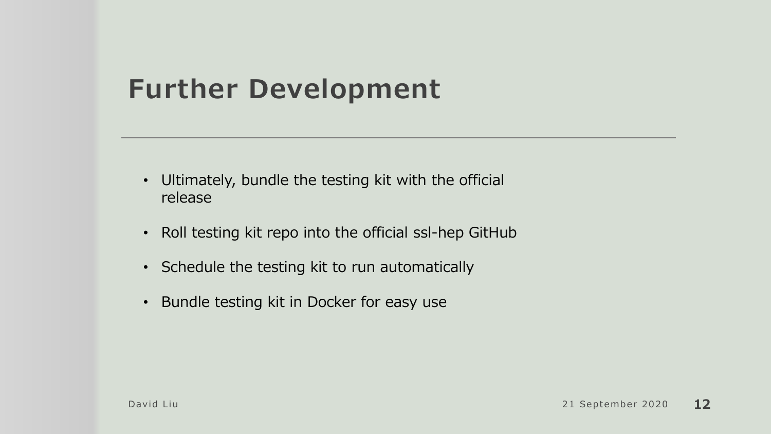# Further Development

- Ultimately, bundle the testing kit with the official release
- Roll testing kit repo into the official ssl-hep GitHub
- Schedule the testing kit to run automatically
- Bundle testing kit in Docker for easy use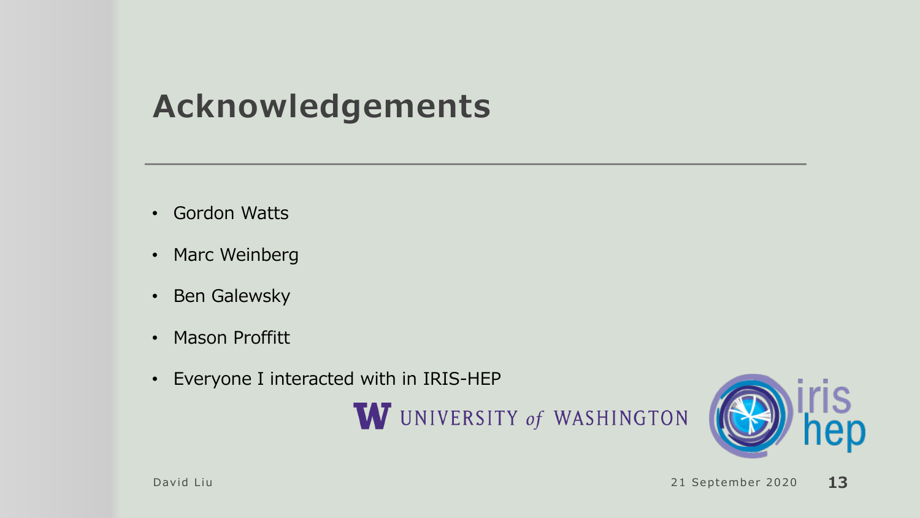# Acknowledgements

- Gordon Watts
- Marc Weinberg
- Ben Galewsky
- Mason Proffitt
- Everyone I interacted with in IRIS-HEP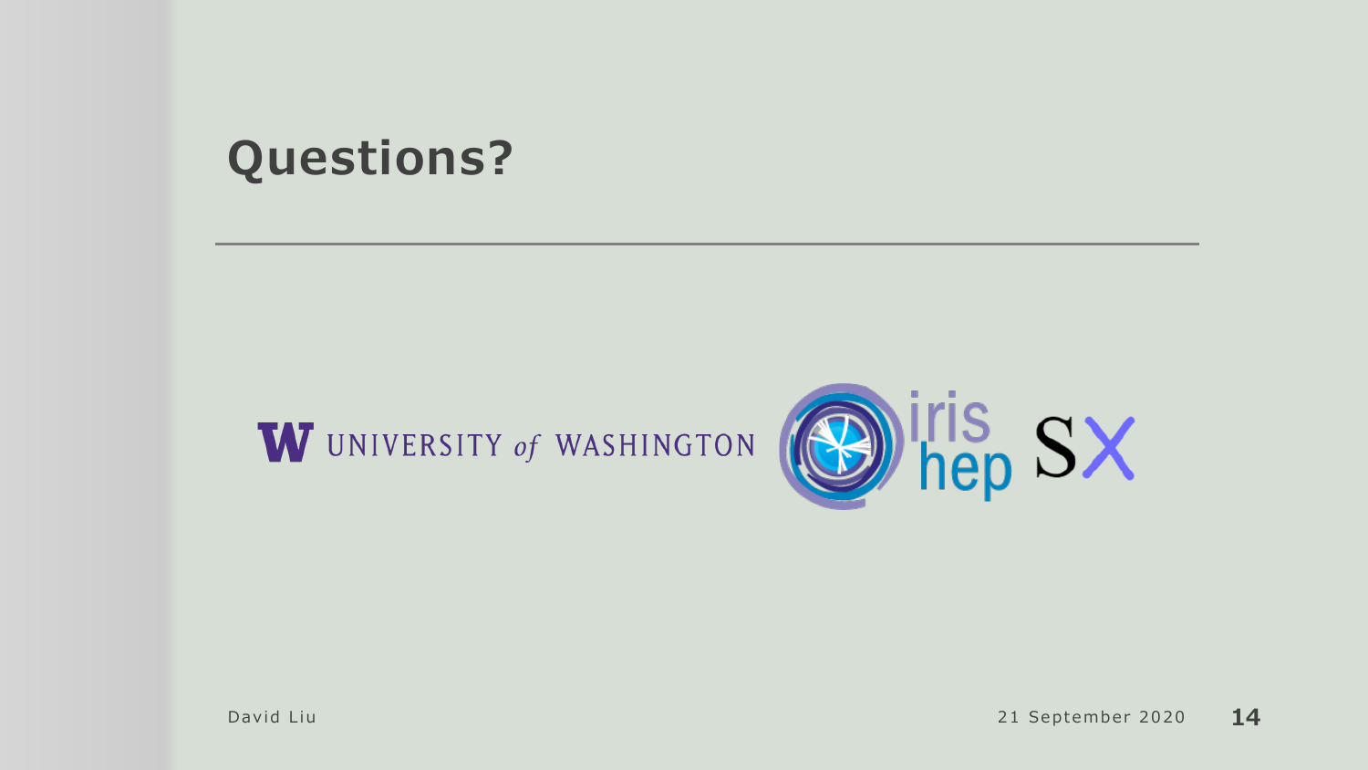# Questions?

UNIVERSITY of WASHINGTON

iris hep

SX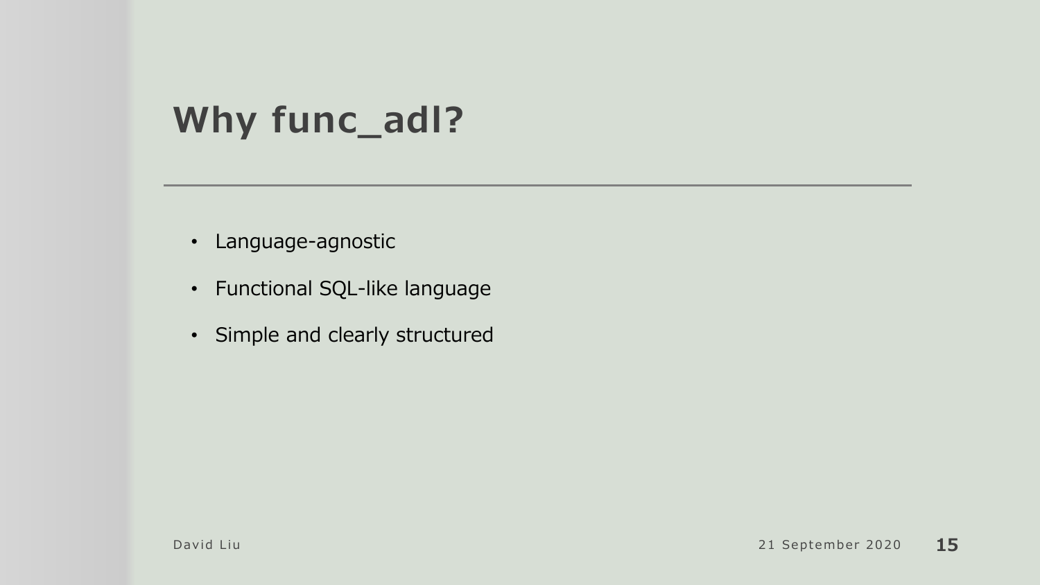# Why func_adl?

- Language-agnostic
- Functional SQL-like language
- Simple and clearly structured